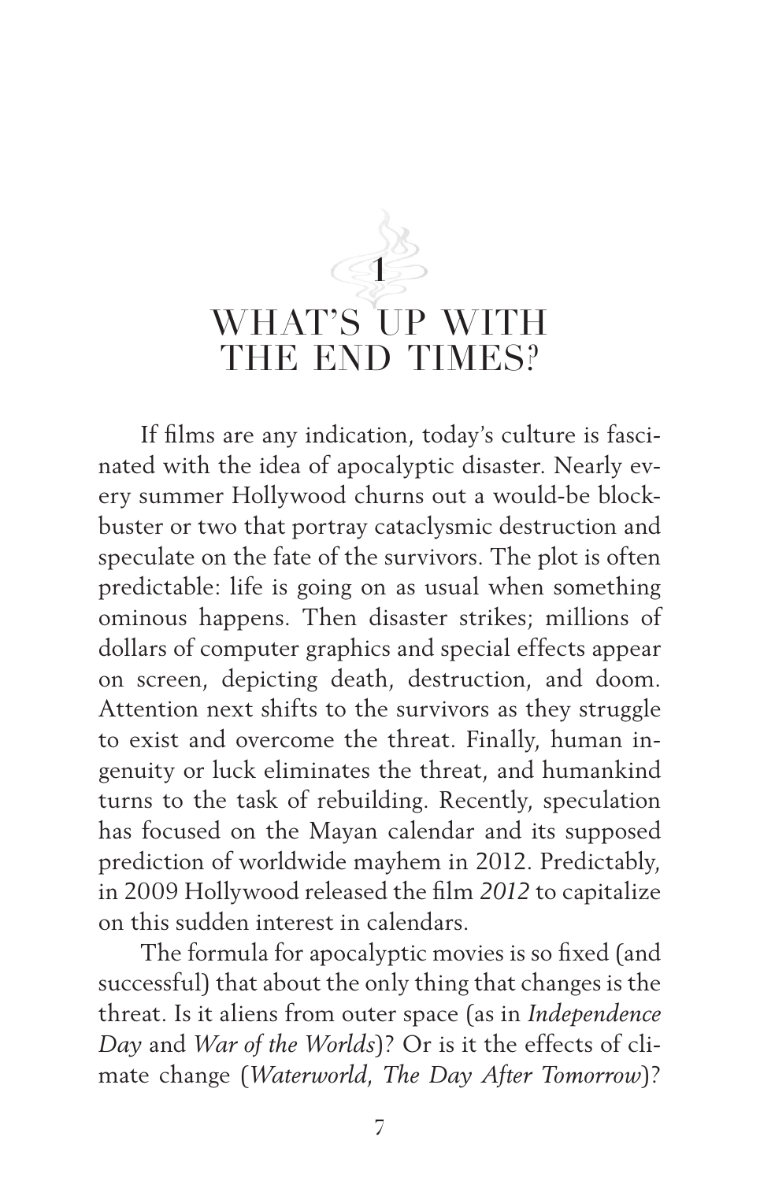# 1 WHAT'S UP WITH THE END TIMES?

If films are any indication, today's culture is fascinated with the idea of apocalyptic disaster. Nearly every summer Hollywood churns out a would-be blockbuster or two that portray cataclysmic destruction and speculate on the fate of the survivors. The plot is often predictable: life is going on as usual when something ominous happens. Then disaster strikes; millions of dollars of computer graphics and special effects appear on screen, depicting death, destruction, and doom. Attention next shifts to the survivors as they struggle to exist and overcome the threat. Finally, human ingenuity or luck eliminates the threat, and humankind turns to the task of rebuilding. Recently, speculation has focused on the Mayan calendar and its supposed prediction of worldwide mayhem in 2012. Predictably, in 2009 Hollywood released the film *2012* to capitalize on this sudden interest in calendars.

The formula for apocalyptic movies is so fixed (and successful) that about the only thing that changes is the threat. Is it aliens from outer space (as in *Independence Day* and *War of the Worlds*)? Or is it the effects of climate change (*Waterworld*, *The Day After Tomorrow*)?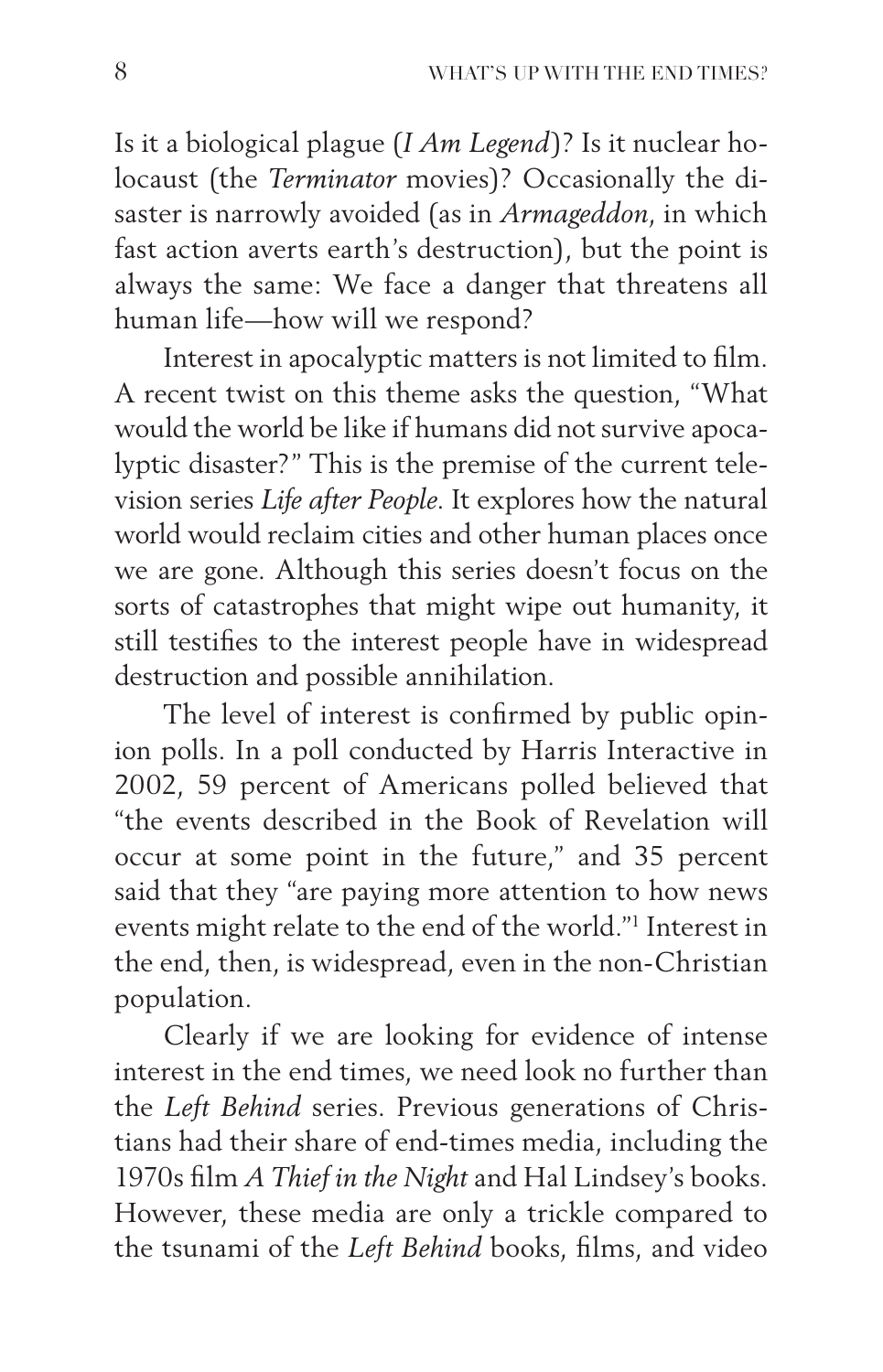Is it a biological plague (*I Am Legend*)? Is it nuclear holocaust (the *Terminator* movies)? Occasionally the disaster is narrowly avoided (as in *Armageddon*, in which fast action averts earth's destruction), but the point is always the same: We face a danger that threatens all human life—how will we respond?

Interest in apocalyptic matters is not limited to film. A recent twist on this theme asks the question, "What would the world be like if humans did not survive apocalyptic disaster?" This is the premise of the current television series *Life after People*. It explores how the natural world would reclaim cities and other human places once we are gone. Although this series doesn't focus on the sorts of catastrophes that might wipe out humanity, it still testifies to the interest people have in widespread destruction and possible annihilation.

The level of interest is confirmed by public opinion polls. In a poll conducted by Harris Interactive in 2002, 59 percent of Americans polled believed that "the events described in the Book of Revelation will occur at some point in the future," and 35 percent said that they "are paying more attention to how news events might relate to the end of the world."[1] Interest in the end, then, is widespread, even in the non-Christian population.

Clearly if we are looking for evidence of intense interest in the end times, we need look no further than the *Left Behind* series. Previous generations of Christians had their share of end-times media, including the 1970s film *A Thief in the Night* and Hal Lindsey's books. However, these media are only a trickle compared to the tsunami of the *Left Behind* books, films, and video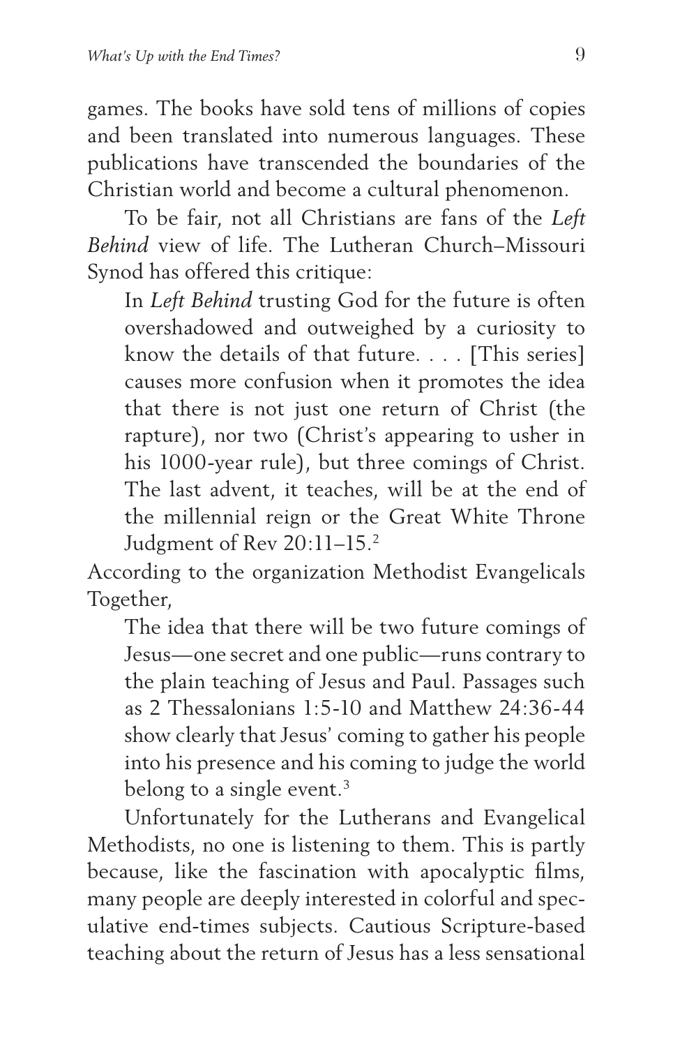games. The books have sold tens of millions of copies and been translated into numerous languages. These publications have transcended the boundaries of the Christian world and become a cultural phenomenon.

To be fair, not all Christians are fans of the *Left Behind* view of life. The Lutheran Church–Missouri Synod has offered this critique:

> In *Left Behind* trusting God for the future is often overshadowed and outweighed by a curiosity to know the details of that future. . . . [This series] causes more confusion when it promotes the idea that there is not just one return of Christ (the rapture), nor two (Christ's appearing to usher in his 1000-year rule), but three comings of Christ. The last advent, it teaches, will be at the end of the millennial reign or the Great White Throne Judgment of Rev 20:11–15.[2]

According to the organization Methodist Evangelicals Together,

> The idea that there will be two future comings of Jesus—one secret and one public—runs contrary to the plain teaching of Jesus and Paul. Passages such as 2 Thessalonians 1:5-10 and Matthew 24:36-44 show clearly that Jesus' coming to gather his people into his presence and his coming to judge the world belong to a single event.[3]

Unfortunately for the Lutherans and Evangelical Methodists, no one is listening to them. This is partly because, like the fascination with apocalyptic films, many people are deeply interested in colorful and speculative end-times subjects. Cautious Scripture-based teaching about the return of Jesus has a less sensational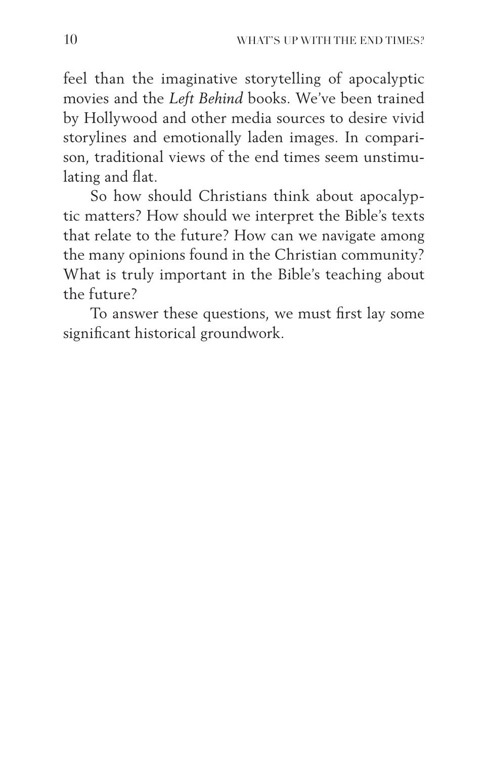feel than the imaginative storytelling of apocalyptic movies and the *Left Behind* books. We've been trained by Hollywood and other media sources to desire vivid storylines and emotionally laden images. In comparison, traditional views of the end times seem unstimulating and flat.

So how should Christians think about apocalyptic matters? How should we interpret the Bible's texts that relate to the future? How can we navigate among the many opinions found in the Christian community? What is truly important in the Bible's teaching about the future?

To answer these questions, we must first lay some significant historical groundwork.